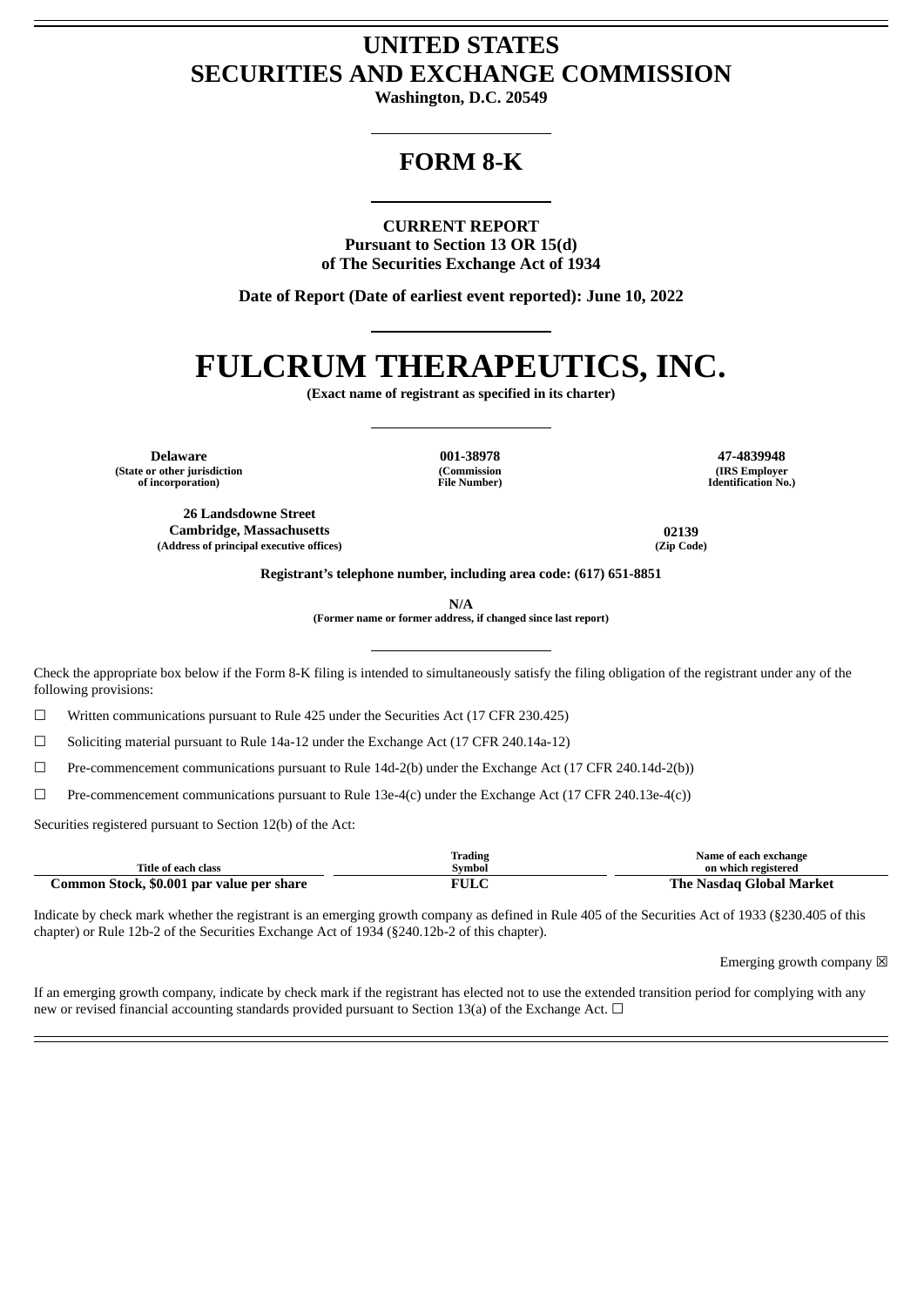# UNITED STATES
# SECURITIES AND EXCHANGE COMMISSION

**Washington, D.C. 20549**

## FORM 8-K

**CURRENT REPORT**
**Pursuant to Section 13 OR 15(d)**
**of The Securities Exchange Act of 1934**

**Date of Report (Date of earliest event reported): June 10, 2022**

# FULCRUM THERAPEUTICS, INC.

**(Exact name of registrant as specified in its charter)**

| Delaware | 001-38978 | 47-4839948 |
|---|---|---|
| (State or other jurisdiction of incorporation) | (Commission File Number) | (IRS Employer Identification No.) |

| 26 Landsdowne Street Cambridge, Massachusetts | 02139 |
|---|---|
| (Address of principal executive offices) | (Zip Code) |

**Registrant's telephone number, including area code: (617) 651-8851**

**N/A**
**(Former name or former address, if changed since last report)**

Check the appropriate box below if the Form 8-K filing is intended to simultaneously satisfy the filing obligation of the registrant under any of the following provisions:

☐ Written communications pursuant to Rule 425 under the Securities Act (17 CFR 230.425)

☐ Soliciting material pursuant to Rule 14a-12 under the Exchange Act (17 CFR 240.14a-12)

☐ Pre-commencement communications pursuant to Rule 14d-2(b) under the Exchange Act (17 CFR 240.14d-2(b))

☐ Pre-commencement communications pursuant to Rule 13e-4(c) under the Exchange Act (17 CFR 240.13e-4(c))

Securities registered pursuant to Section 12(b) of the Act:

| Title of each class | Trading Symbol | Name of each exchange on which registered |
|---|---|---|
| **Common Stock, $0.001 par value per share** | **FULC** | **The Nasdaq Global Market** |

Indicate by check mark whether the registrant is an emerging growth company as defined in Rule 405 of the Securities Act of 1933 (§230.405 of this chapter) or Rule 12b-2 of the Securities Exchange Act of 1934 (§240.12b-2 of this chapter).

Emerging growth company ☒

If an emerging growth company, indicate by check mark if the registrant has elected not to use the extended transition period for complying with any new or revised financial accounting standards provided pursuant to Section 13(a) of the Exchange Act. ☐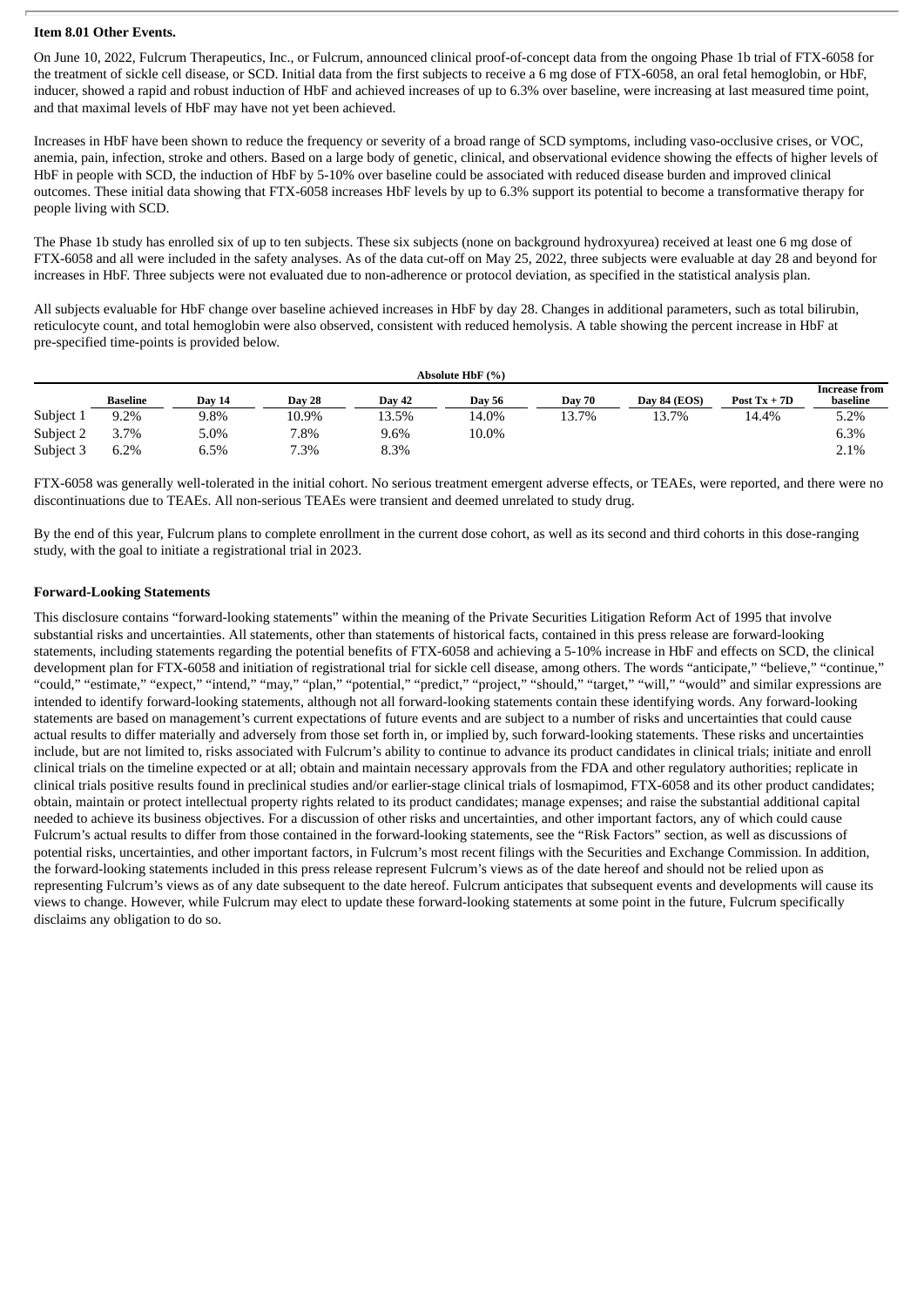**Item 8.01 Other Events.**

On June 10, 2022, Fulcrum Therapeutics, Inc., or Fulcrum, announced clinical proof-of-concept data from the ongoing Phase 1b trial of FTX-6058 for the treatment of sickle cell disease, or SCD. Initial data from the first subjects to receive a 6 mg dose of FTX-6058, an oral fetal hemoglobin, or HbF, inducer, showed a rapid and robust induction of HbF and achieved increases of up to 6.3% over baseline, were increasing at last measured time point, and that maximal levels of HbF may have not yet been achieved.

Increases in HbF have been shown to reduce the frequency or severity of a broad range of SCD symptoms, including vaso-occlusive crises, or VOC, anemia, pain, infection, stroke and others. Based on a large body of genetic, clinical, and observational evidence showing the effects of higher levels of HbF in people with SCD, the induction of HbF by 5-10% over baseline could be associated with reduced disease burden and improved clinical outcomes. These initial data showing that FTX-6058 increases HbF levels by up to 6.3% support its potential to become a transformative therapy for people living with SCD.

The Phase 1b study has enrolled six of up to ten subjects. These six subjects (none on background hydroxyurea) received at least one 6 mg dose of FTX-6058 and all were included in the safety analyses. As of the data cut-off on May 25, 2022, three subjects were evaluable at day 28 and beyond for increases in HbF. Three subjects were not evaluated due to non-adherence or protocol deviation, as specified in the statistical analysis plan.

All subjects evaluable for HbF change over baseline achieved increases in HbF by day 28. Changes in additional parameters, such as total bilirubin, reticulocyte count, and total hemoglobin were also observed, consistent with reduced hemolysis. A table showing the percent increase in HbF at pre-specified time-points is provided below.

| | Absolute HbF (%) | | | | | | | | |
|---|---|---|---|---|---|---|---|---|---|
| | **Baseline** | **Day 14** | **Day 28** | **Day 42** | **Day 56** | **Day 70** | **Day 84 (EOS)** | **Post Tx + 7D** | **Increase from baseline** |
| Subject 1 | 9.2% | 9.8% | 10.9% | 13.5% | 14.0% | 13.7% | 13.7% | 14.4% | 5.2% |
| Subject 2 | 3.7% | 5.0% | 7.8% | 9.6% | 10.0% | | | | 6.3% |
| Subject 3 | 6.2% | 6.5% | 7.3% | 8.3% | | | | | 2.1% |

FTX-6058 was generally well-tolerated in the initial cohort. No serious treatment emergent adverse effects, or TEAEs, were reported, and there were no discontinuations due to TEAEs. All non-serious TEAEs were transient and deemed unrelated to study drug.

By the end of this year, Fulcrum plans to complete enrollment in the current dose cohort, as well as its second and third cohorts in this dose-ranging study, with the goal to initiate a registrational trial in 2023.

**Forward-Looking Statements**

This disclosure contains "forward-looking statements" within the meaning of the Private Securities Litigation Reform Act of 1995 that involve substantial risks and uncertainties. All statements, other than statements of historical facts, contained in this press release are forward-looking statements, including statements regarding the potential benefits of FTX-6058 and achieving a 5-10% increase in HbF and effects on SCD, the clinical development plan for FTX-6058 and initiation of registrational trial for sickle cell disease, among others. The words "anticipate," "believe," "continue," "could," "estimate," "expect," "intend," "may," "plan," "potential," "predict," "project," "should," "target," "will," "would" and similar expressions are intended to identify forward-looking statements, although not all forward-looking statements contain these identifying words. Any forward-looking statements are based on management's current expectations of future events and are subject to a number of risks and uncertainties that could cause actual results to differ materially and adversely from those set forth in, or implied by, such forward-looking statements. These risks and uncertainties include, but are not limited to, risks associated with Fulcrum's ability to continue to advance its product candidates in clinical trials; initiate and enroll clinical trials on the timeline expected or at all; obtain and maintain necessary approvals from the FDA and other regulatory authorities; replicate in clinical trials positive results found in preclinical studies and/or earlier-stage clinical trials of losmapimod, FTX-6058 and its other product candidates; obtain, maintain or protect intellectual property rights related to its product candidates; manage expenses; and raise the substantial additional capital needed to achieve its business objectives. For a discussion of other risks and uncertainties, and other important factors, any of which could cause Fulcrum's actual results to differ from those contained in the forward-looking statements, see the "Risk Factors" section, as well as discussions of potential risks, uncertainties, and other important factors, in Fulcrum's most recent filings with the Securities and Exchange Commission. In addition, the forward-looking statements included in this press release represent Fulcrum's views as of the date hereof and should not be relied upon as representing Fulcrum's views as of any date subsequent to the date hereof. Fulcrum anticipates that subsequent events and developments will cause its views to change. However, while Fulcrum may elect to update these forward-looking statements at some point in the future, Fulcrum specifically disclaims any obligation to do so.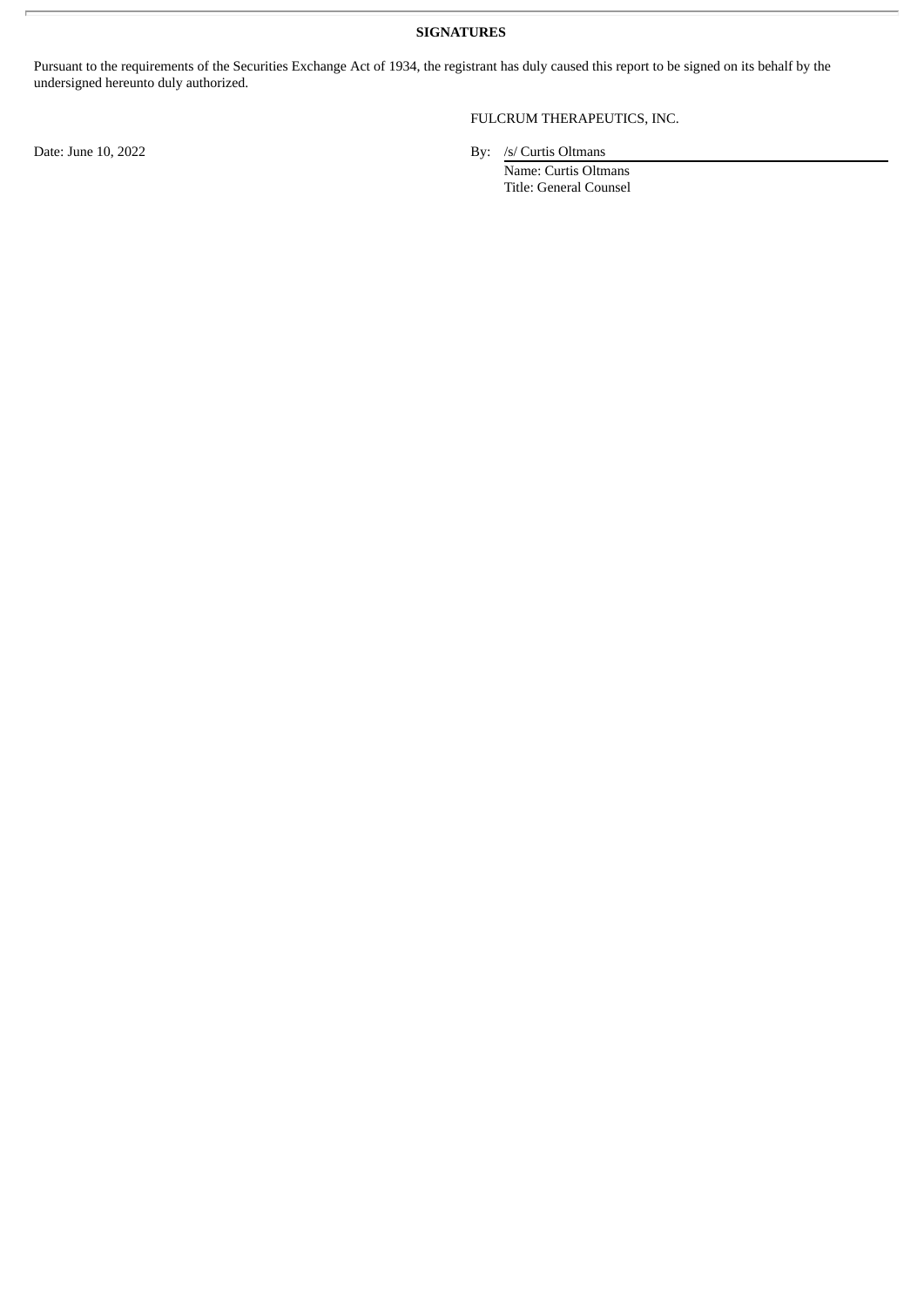**SIGNATURES**

Pursuant to the requirements of the Securities Exchange Act of 1934, the registrant has duly caused this report to be signed on its behalf by the undersigned hereunto duly authorized.

FULCRUM THERAPEUTICS, INC.

Date: June 10, 2022

By: /s/ Curtis Oltmans

Name: Curtis Oltmans

Title: General Counsel